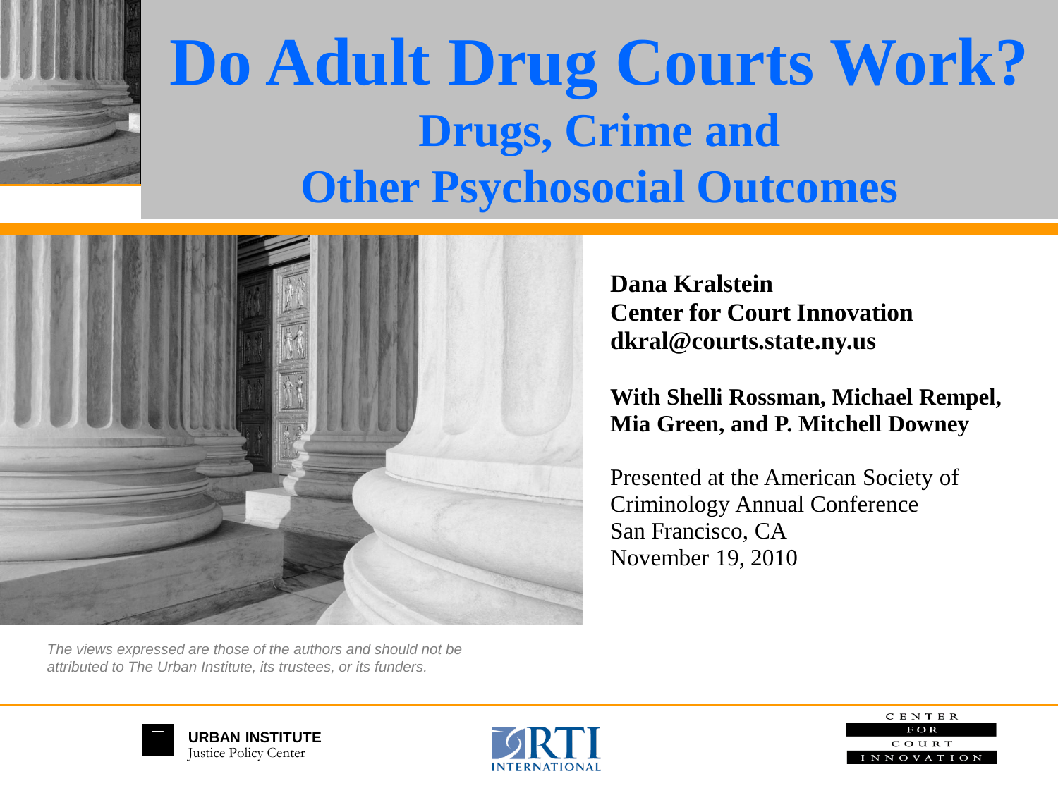# Do Adult Drug Courts Work?

## Drugs, Crime and Other Psychosocial Outcomes

**Dana Kralstein**
**Center for Court Innovation**
**dkral@courts.state.ny.us**

**With Shelli Rossman, Michael Rempel, Mia Green, and P. Mitchell Downey**

Presented at the American Society of Criminology Annual Conference
San Francisco, CA
November 19, 2010

*The views expressed are those of the authors and should not be attributed to The Urban Institute, its trustees, or its funders.*

URBAN INSTITUTE Justice Policy Center

RTI INTERNATIONAL

CENTER FOR COURT INNOVATION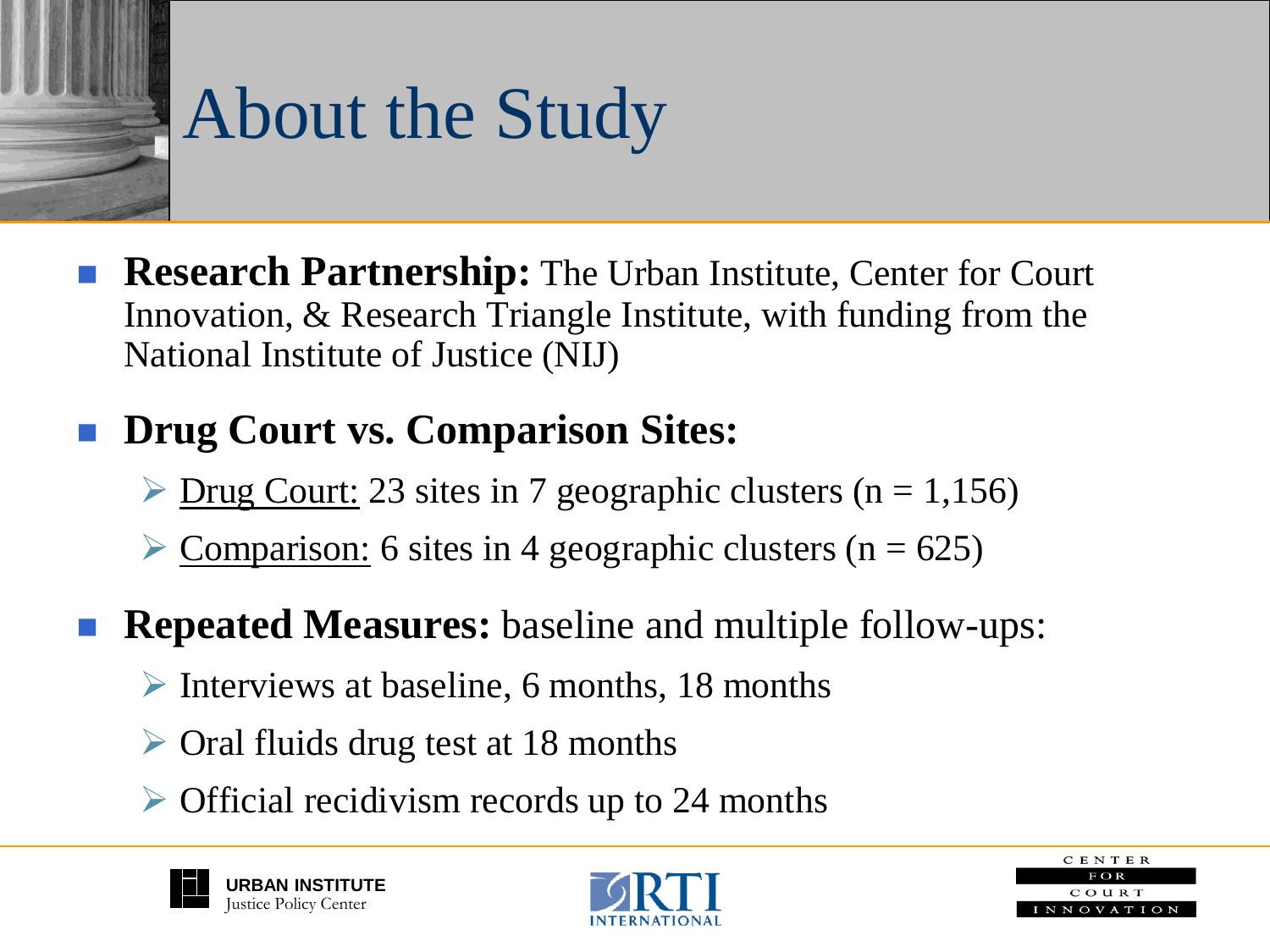# About the Study

- **Research Partnership:** The Urban Institute, Center for Court Innovation, & Research Triangle Institute, with funding from the National Institute of Justice (NIJ)
- **Drug Court vs. Comparison Sites:**
  - Drug Court: 23 sites in 7 geographic clusters (n = 1,156)
  - Comparison: 6 sites in 4 geographic clusters (n = 625)
- **Repeated Measures:** baseline and multiple follow-ups:
  - Interviews at baseline, 6 months, 18 months
  - Oral fluids drug test at 18 months
  - Official recidivism records up to 24 months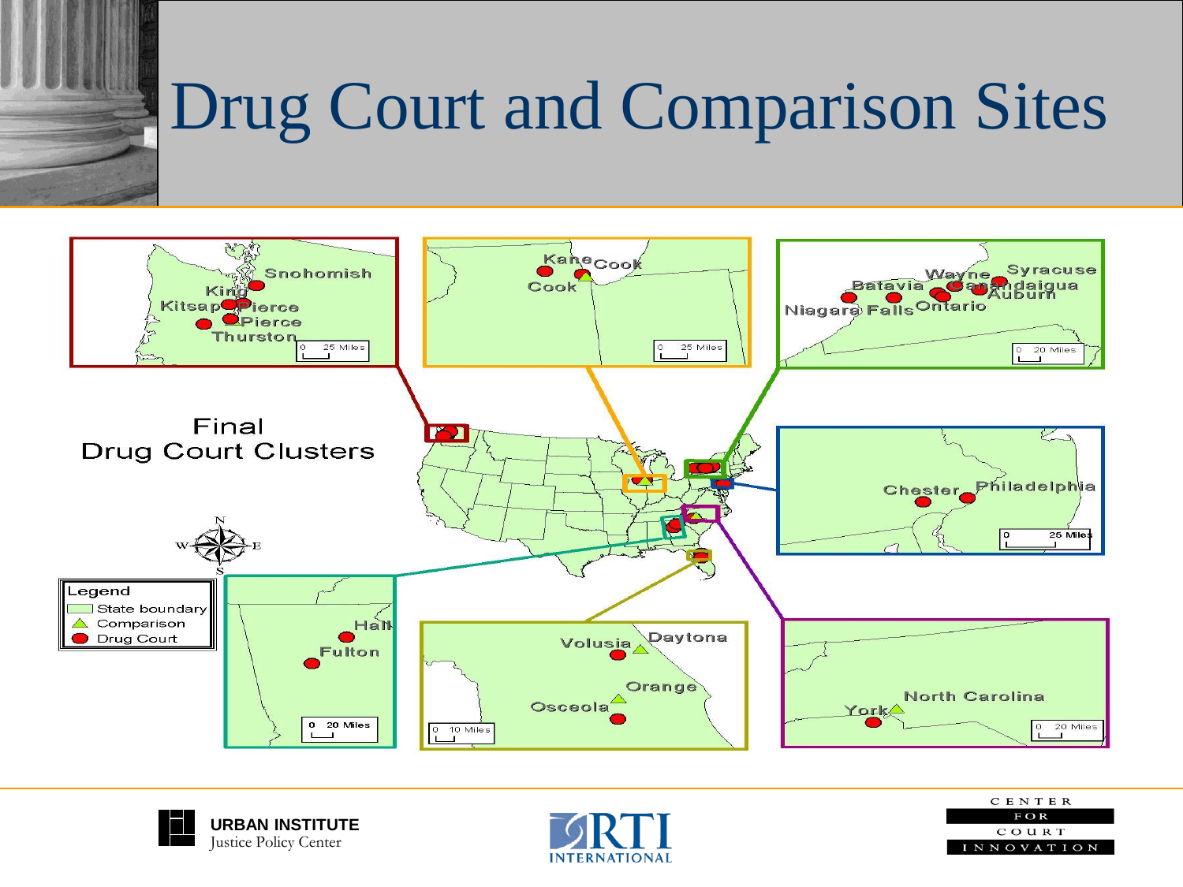# Drug Court and Comparison Sites

Final Drug Court Clusters

Legend
- State boundary
- Comparison
- Drug Court

Snohomish, King, Kitsap, Pierce, Pierce, Thurston

Kane, Cook, Cook

Wayne, Syracuse, Batavia, Canandaigua, Auburn, Niagara Falls, Ontario

Chester, Philadelphia

Hall, Fulton

Volusia, Daytona, Orange, Osceola

North Carolina, York

URBAN INSTITUTE Justice Policy Center

RTI INTERNATIONAL

CENTER FOR COURT INNOVATION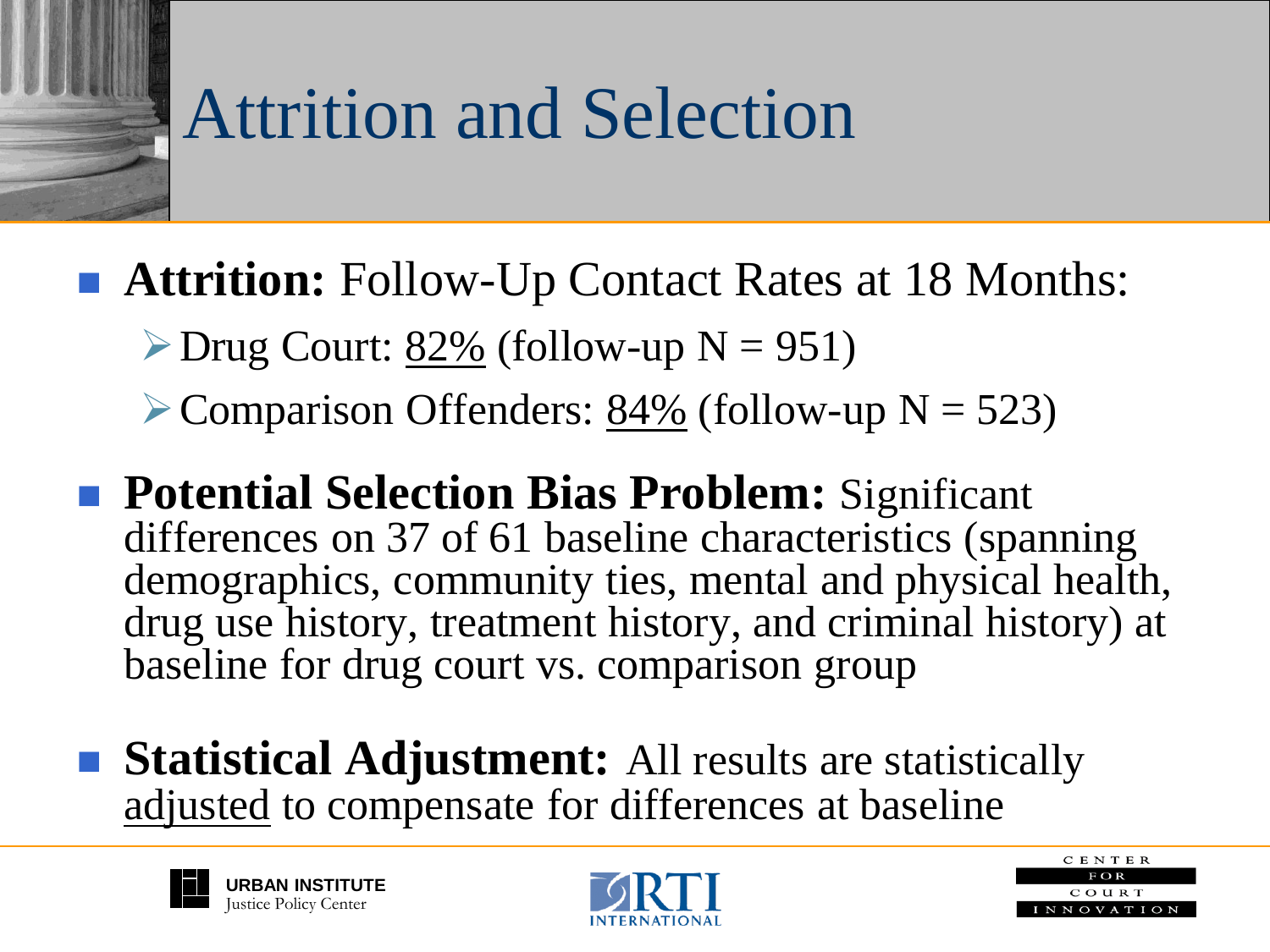# Attrition and Selection

- **Attrition:** Follow-Up Contact Rates at 18 Months:
  - Drug Court: <u>82%</u> (follow-up N = 951)
  - Comparison Offenders: <u>84%</u> (follow-up N = 523)

- **Potential Selection Bias Problem:** Significant differences on 37 of 61 baseline characteristics (spanning demographics, community ties, mental and physical health, drug use history, treatment history, and criminal history) at baseline for drug court vs. comparison group

- **Statistical Adjustment:** All results are statistically <u>adjusted</u> to compensate for differences at baseline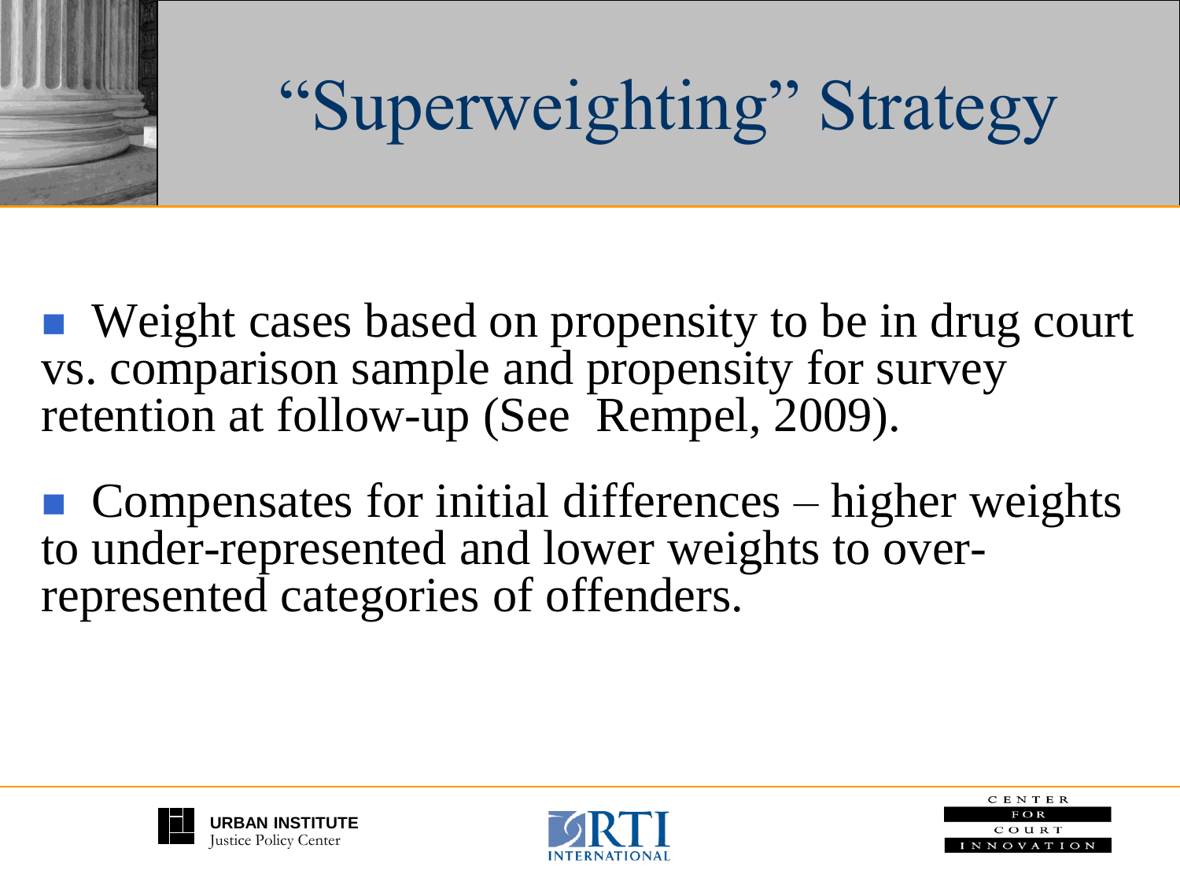# "Superweighting" Strategy

- Weight cases based on propensity to be in drug court vs. comparison sample and propensity for survey retention at follow-up (See Rempel, 2009).
- Compensates for initial differences – higher weights to under-represented and lower weights to over-represented categories of offenders.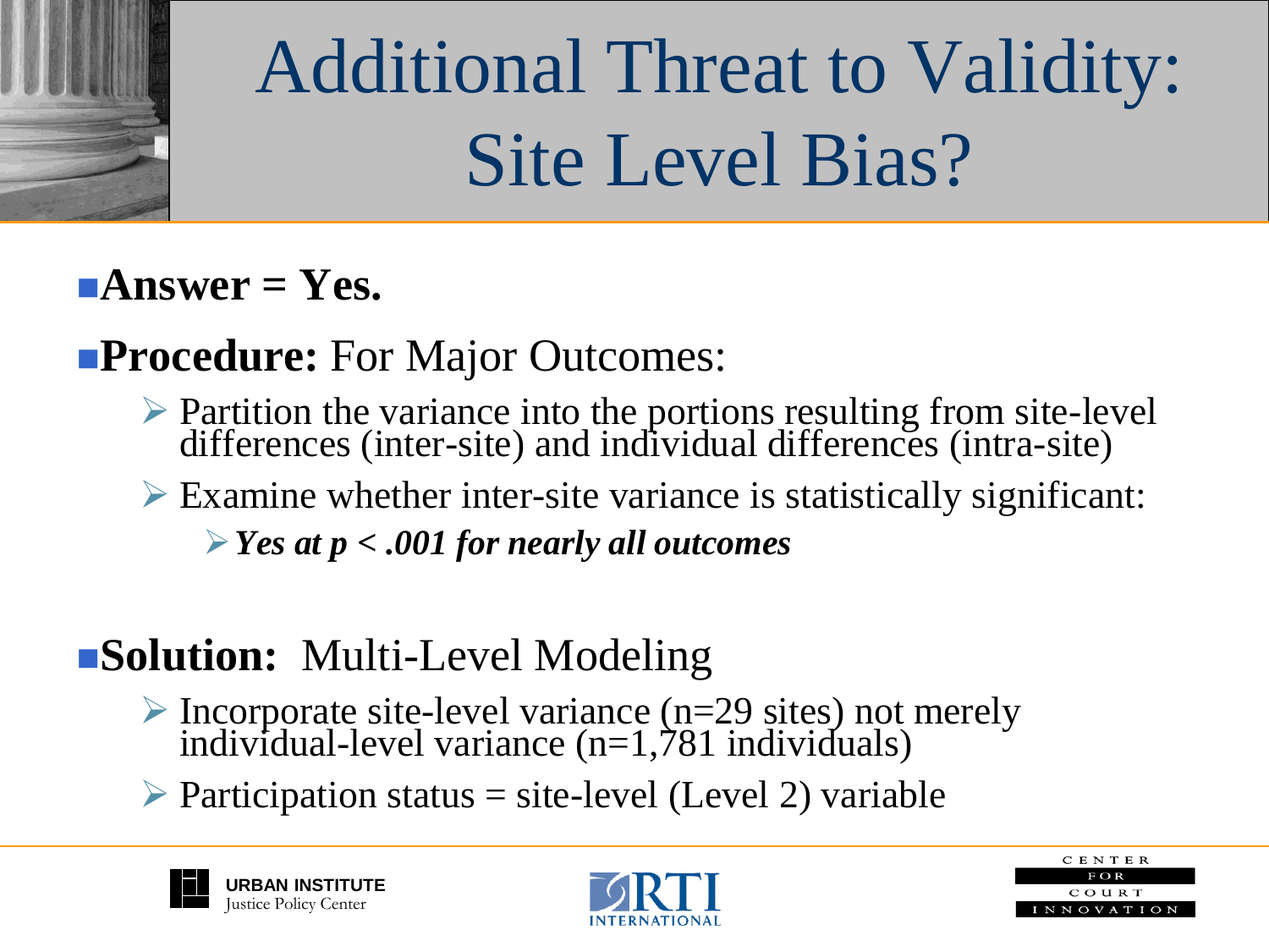# Additional Threat to Validity: Site Level Bias?

- **Answer = Yes.**
- **Procedure:** For Major Outcomes:
  - Partition the variance into the portions resulting from site-level differences (inter-site) and individual differences (intra-site)
  - Examine whether inter-site variance is statistically significant:
    - ***Yes at $p < .001$ for nearly all outcomes***
- **Solution:** Multi-Level Modeling
  - Incorporate site-level variance (n=29 sites) not merely individual-level variance (n=1,781 individuals)
  - Participation status = site-level (Level 2) variable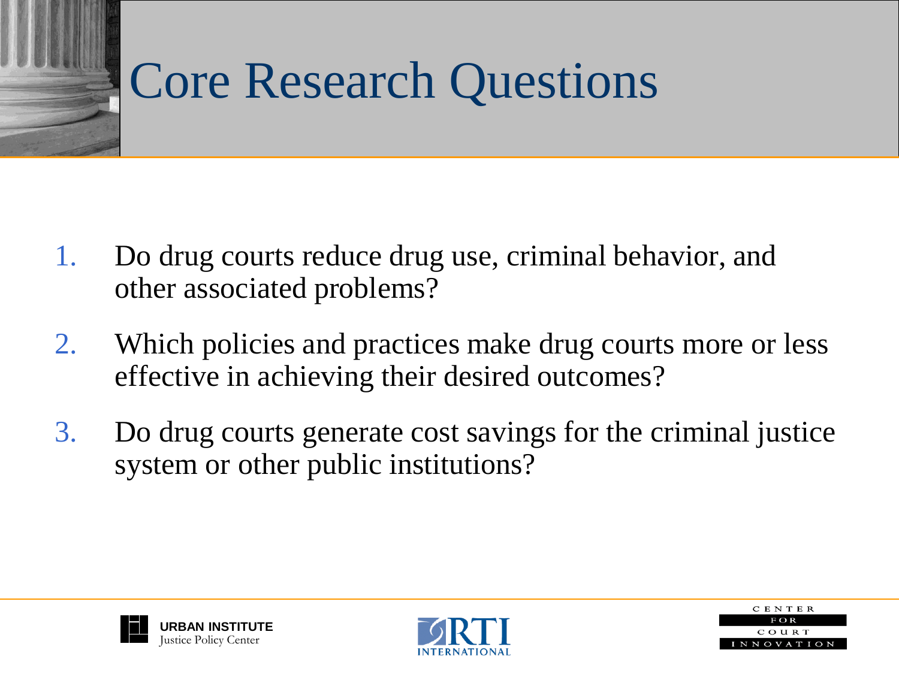# Core Research Questions

1. Do drug courts reduce drug use, criminal behavior, and other associated problems?
2. Which policies and practices make drug courts more or less effective in achieving their desired outcomes?
3. Do drug courts generate cost savings for the criminal justice system or other public institutions?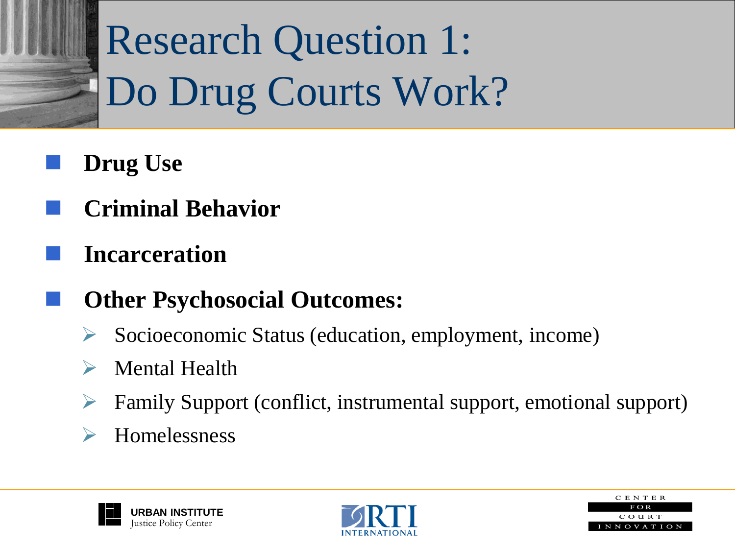# Research Question 1: Do Drug Courts Work?

- **Drug Use**
- **Criminal Behavior**
- **Incarceration**
- **Other Psychosocial Outcomes:**
  - Socioeconomic Status (education, employment, income)
  - Mental Health
  - Family Support (conflict, instrumental support, emotional support)
  - Homelessness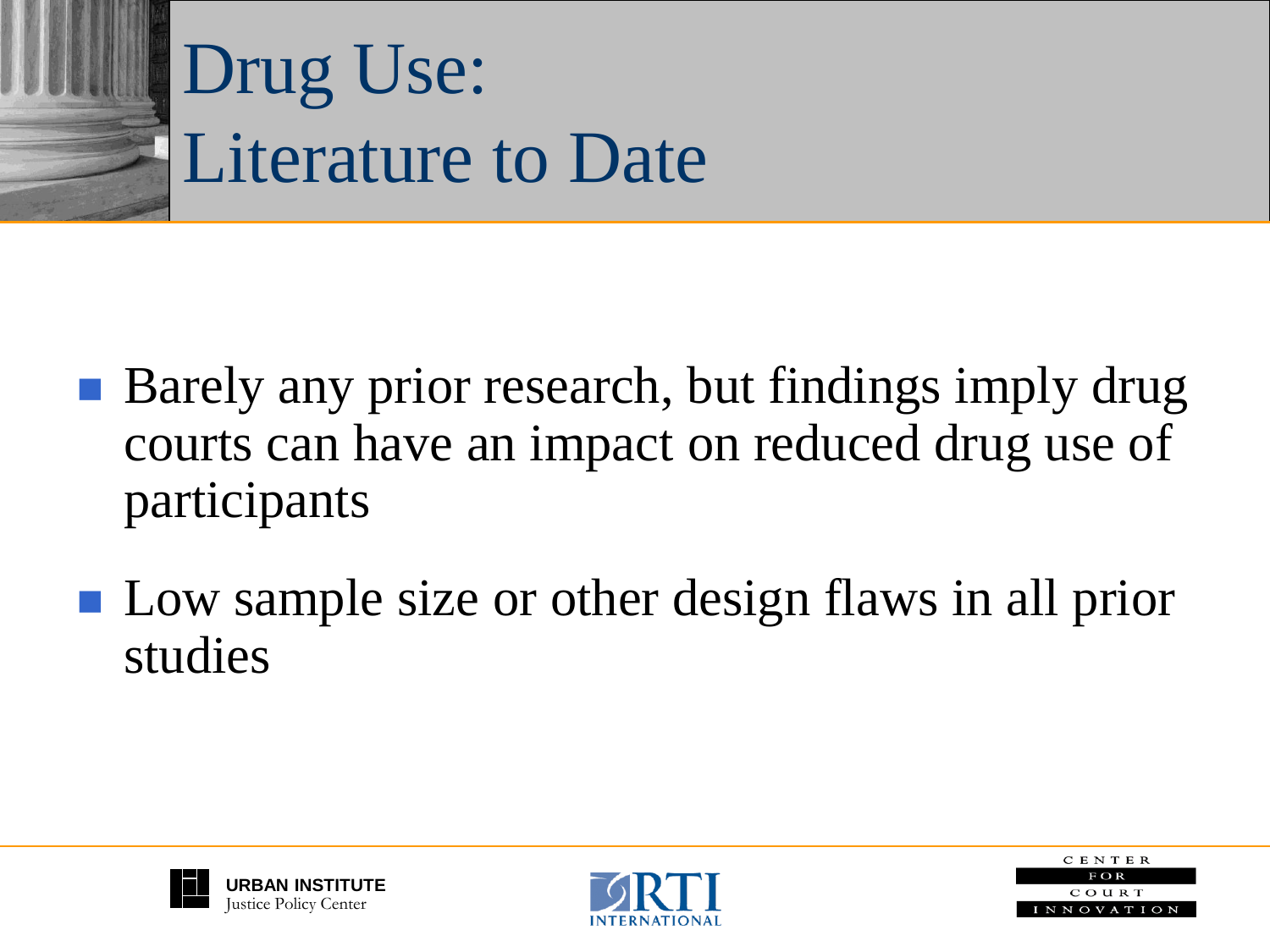# Drug Use: Literature to Date

- Barely any prior research, but findings imply drug courts can have an impact on reduced drug use of participants
- Low sample size or other design flaws in all prior studies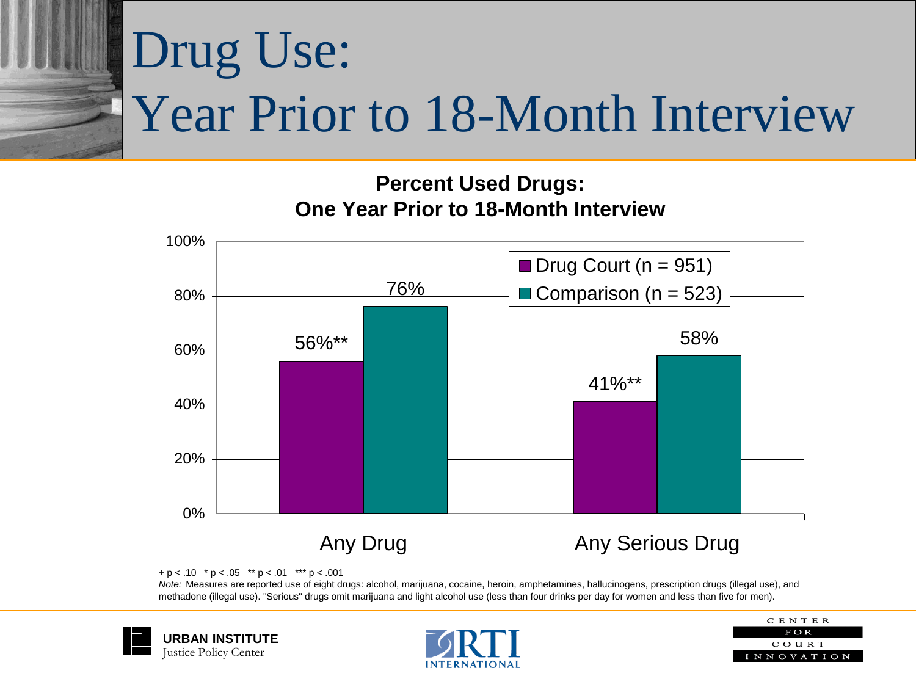# Drug Use: Year Prior to 18-Month Interview

**Percent Used Drugs: One Year Prior to 18-Month Interview**

| | Drug Court (n = 951) | Comparison (n = 523) |
|---|---|---|
| Any Drug | 56%** | 76% |
| Any Serious Drug | 41%** | 58% |

+ p < .10 * p < .05 ** p < .01 *** p < .001

*Note:* Measures are reported use of eight drugs: alcohol, marijuana, cocaine, heroin, amphetamines, hallucinogens, prescription drugs (illegal use), and methadone (illegal use). "Serious" drugs omit marijuana and light alcohol use (less than four drinks per day for women and less than five for men).

**URBAN INSTITUTE** Justice Policy Center

RTI INTERNATIONAL

CENTER FOR COURT INNOVATION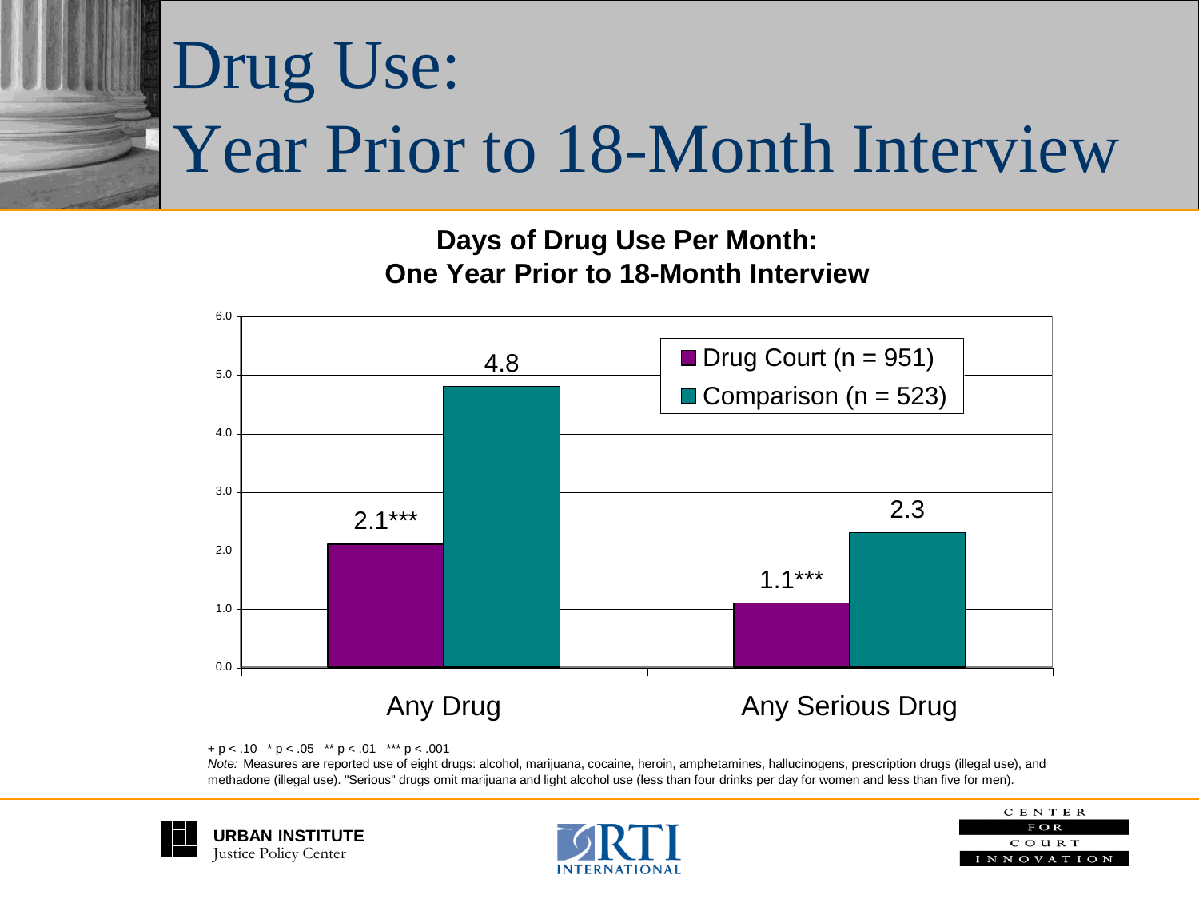# Drug Use: Year Prior to 18-Month Interview

**Days of Drug Use Per Month: One Year Prior to 18-Month Interview**

| | Drug Court (n = 951) | Comparison (n = 523) |
|---|---|---|
| Any Drug | 2.1*** | 4.8 |
| Any Serious Drug | 1.1*** | 2.3 |

+ p < .10 * p < .05 ** p < .01 *** p < .001

*Note:* Measures are reported use of eight drugs: alcohol, marijuana, cocaine, heroin, amphetamines, hallucinogens, prescription drugs (illegal use), and methadone (illegal use). "Serious" drugs omit marijuana and light alcohol use (less than four drinks per day for women and less than five for men).

URBAN INSTITUTE Justice Policy Center

RTI INTERNATIONAL

CENTER FOR COURT INNOVATION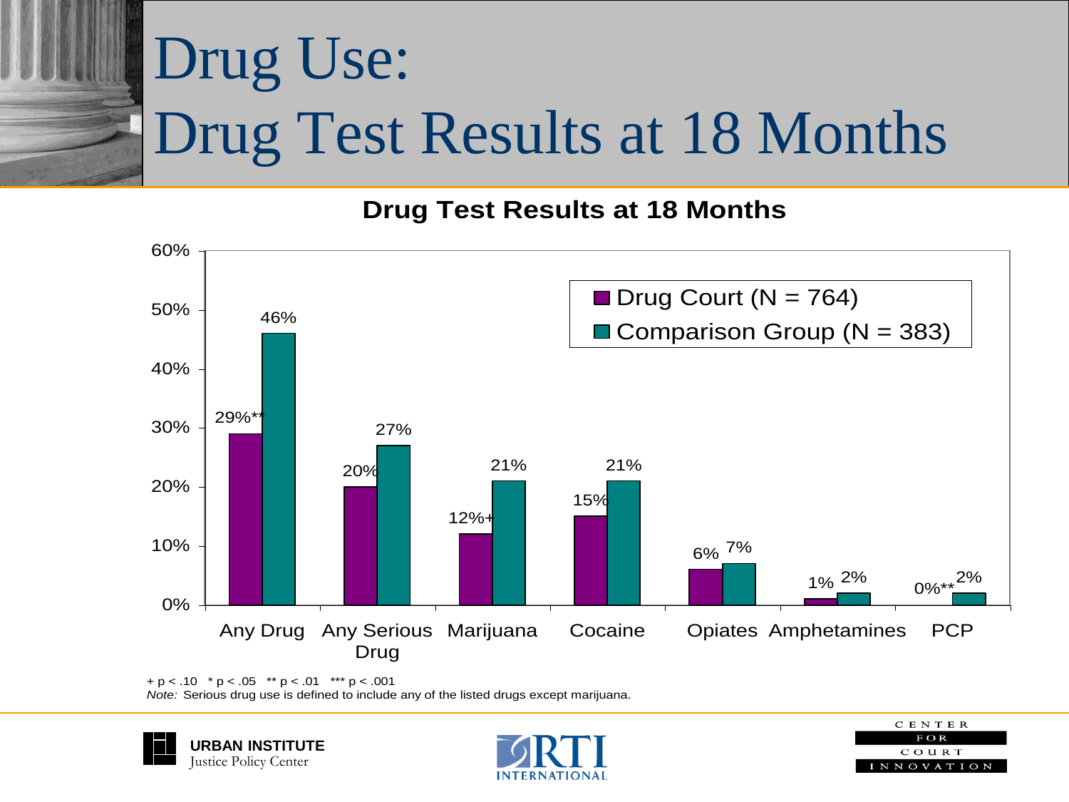# Drug Use: Drug Test Results at 18 Months

**Drug Test Results at 18 Months**

| | Drug Court (N = 764) | Comparison Group (N = 383) |
|---|---|---|
| Any Drug | 29%** | 46% |
| Any Serious Drug | 20% | 27% |
| Marijuana | 12%+ | 21% |
| Cocaine | 15% | 21% |
| Opiates | 6% | 7% |
| Amphetamines | 1% | 2% |
| PCP | 0%** | 2% |

+ $p < .10$ * $p < .05$ ** $p < .01$ *** $p < .001$

*Note:* Serious drug use is defined to include any of the listed drugs except marijuana.

URBAN INSTITUTE Justice Policy Center

RTI INTERNATIONAL

CENTER FOR COURT INNOVATION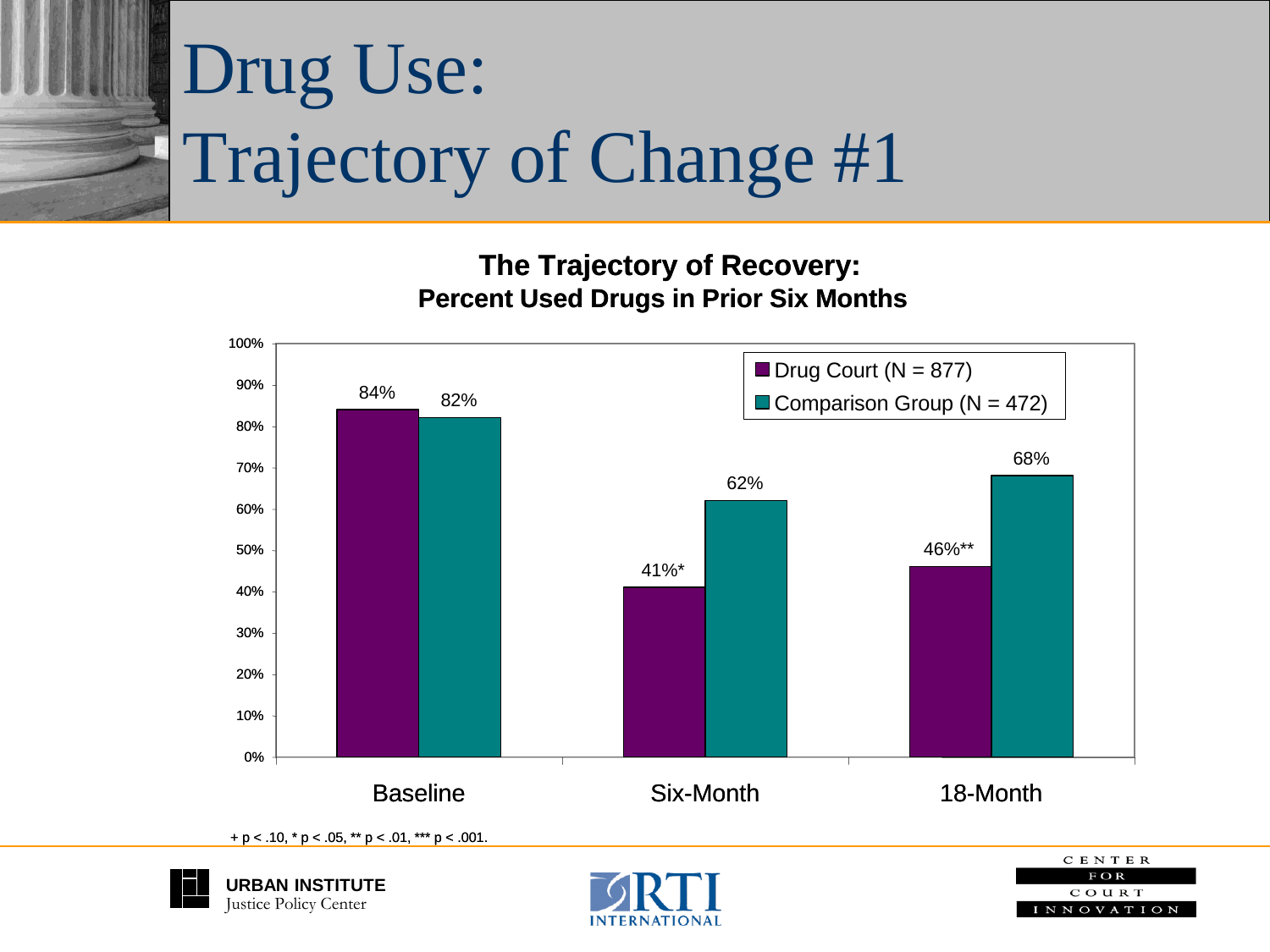# Drug Use: Trajectory of Change #1

**The Trajectory of Recovery:**
**Percent Used Drugs in Prior Six Months**

| | Drug Court (N = 877) | Comparison Group (N = 472) |
|---|---|---|
| Baseline | 84% | 82% |
| Six-Month | 41%* | 62% |
| 18-Month | 46%** | 68% |

+ p < .10, * p < .05, ** p < .01, *** p < .001.

URBAN INSTITUTE Justice Policy Center

RTI INTERNATIONAL

CENTER FOR COURT INNOVATION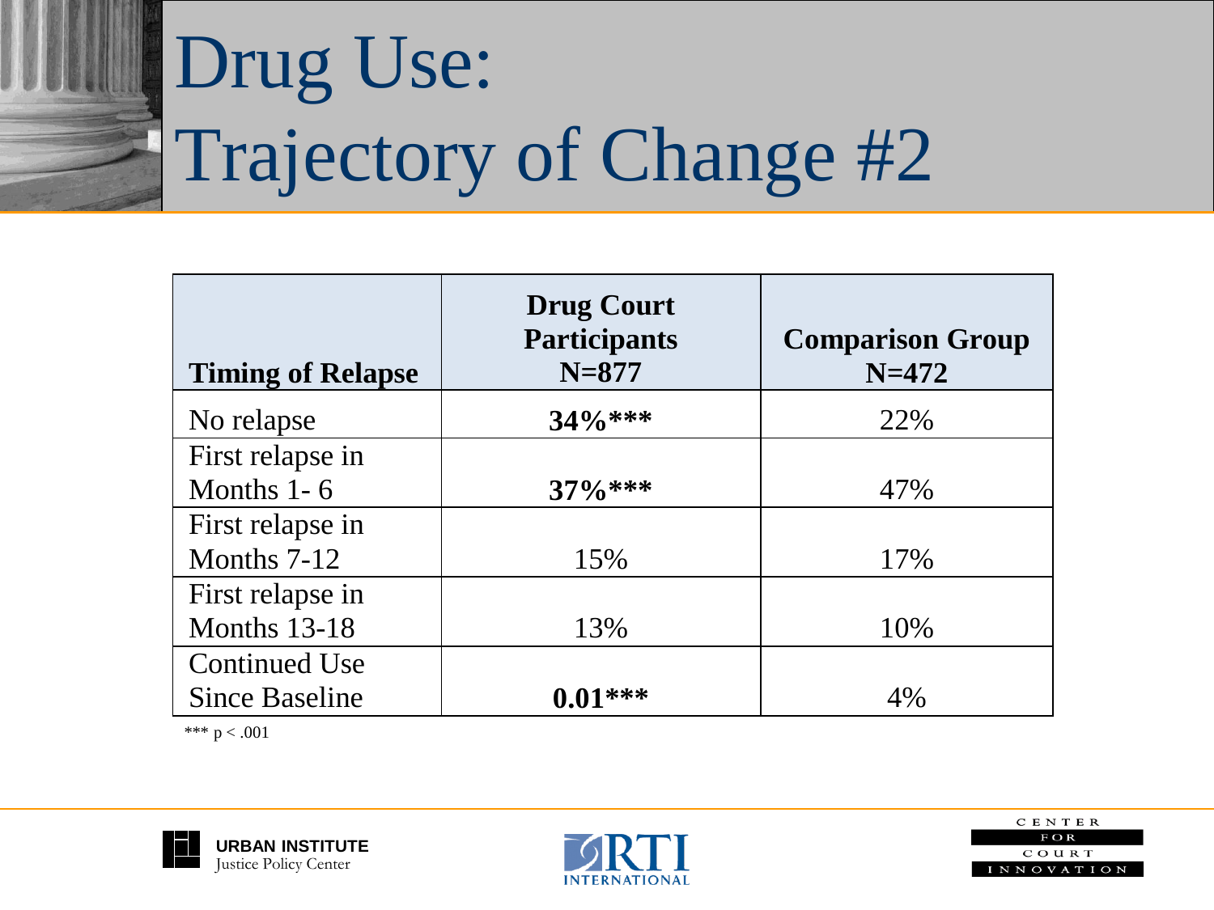# Drug Use: Trajectory of Change #2

| Timing of Relapse | Drug Court Participants N=877 | Comparison Group N=472 |
|---|---|---|
| No relapse | **34%*** ** | 22% |
| First relapse in Months 1- 6 | **37%*** ** | 47% |
| First relapse in Months 7-12 | 15% | 17% |
| First relapse in Months 13-18 | 13% | 10% |
| Continued Use Since Baseline | **0.01*** ** | 4% |

*** $p < .001$

URBAN INSTITUTE Justice Policy Center

RTI INTERNATIONAL

CENTER FOR COURT INNOVATION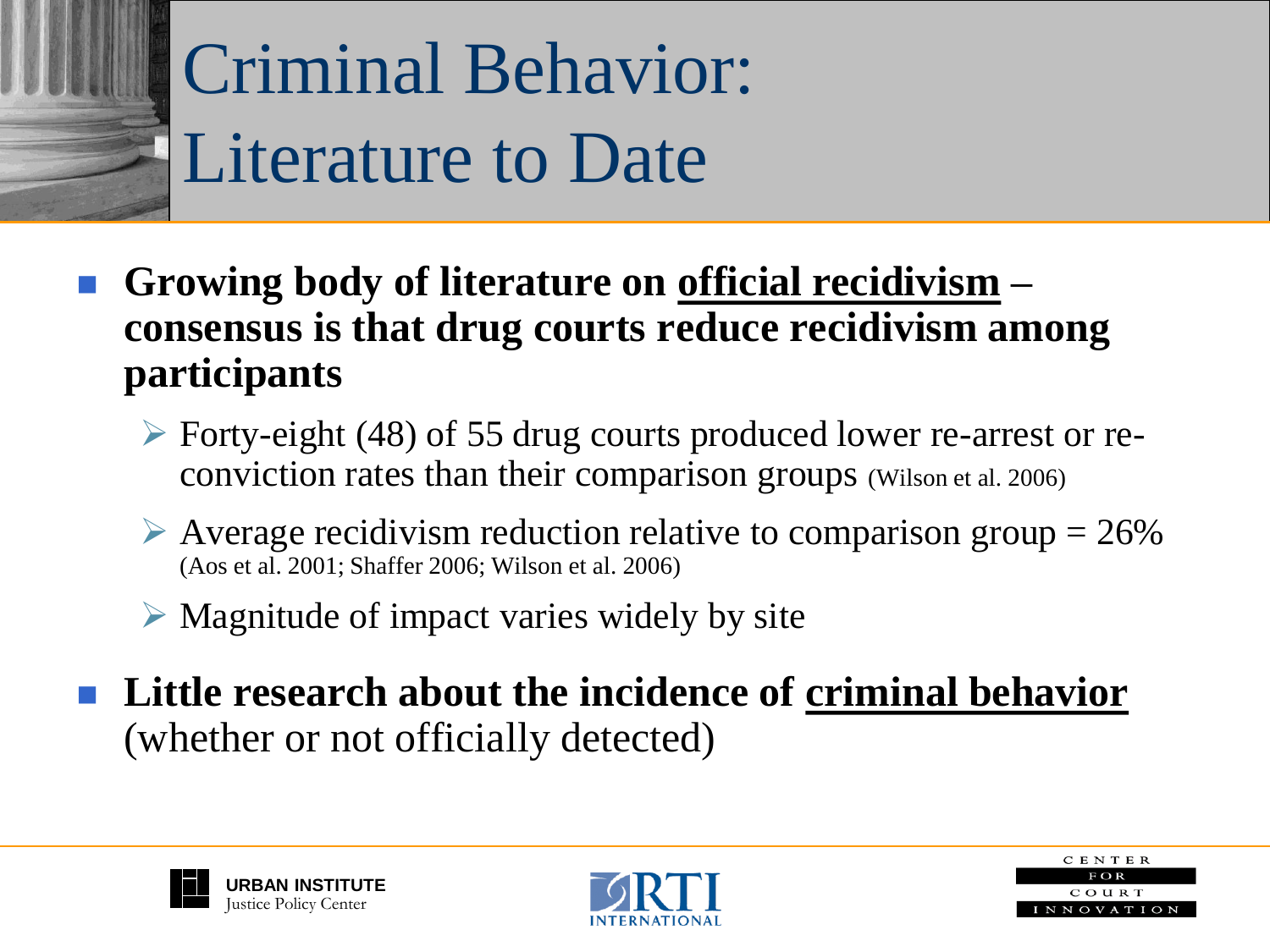# Criminal Behavior: Literature to Date

- **Growing body of literature on <u>official recidivism</u> – consensus is that drug courts reduce recidivism among participants**
  - Forty-eight (48) of 55 drug courts produced lower re-arrest or re-conviction rates than their comparison groups (Wilson et al. 2006)
  - Average recidivism reduction relative to comparison group = 26% (Aos et al. 2001; Shaffer 2006; Wilson et al. 2006)
  - Magnitude of impact varies widely by site
- **Little research about the incidence of <u>criminal behavior</u>** (whether or not officially detected)

URBAN INSTITUTE Justice Policy Center | RTI INTERNATIONAL | CENTER FOR COURT INNOVATION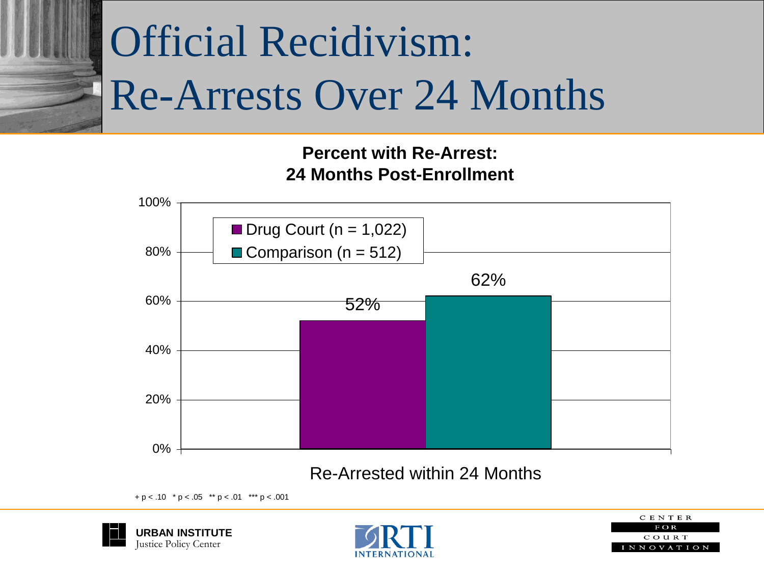# Official Recidivism: Re-Arrests Over 24 Months

**Percent with Re-Arrest: 24 Months Post-Enrollment**

| | Drug Court (n = 1,022) | Comparison (n = 512) |
|---|---|---|
| Re-Arrested within 24 Months | 52% | 62% |

+ $p < .10$ * $p < .05$ ** $p < .01$ *** $p < .001$

URBAN INSTITUTE Justice Policy Center

RTI INTERNATIONAL

CENTER FOR COURT INNOVATION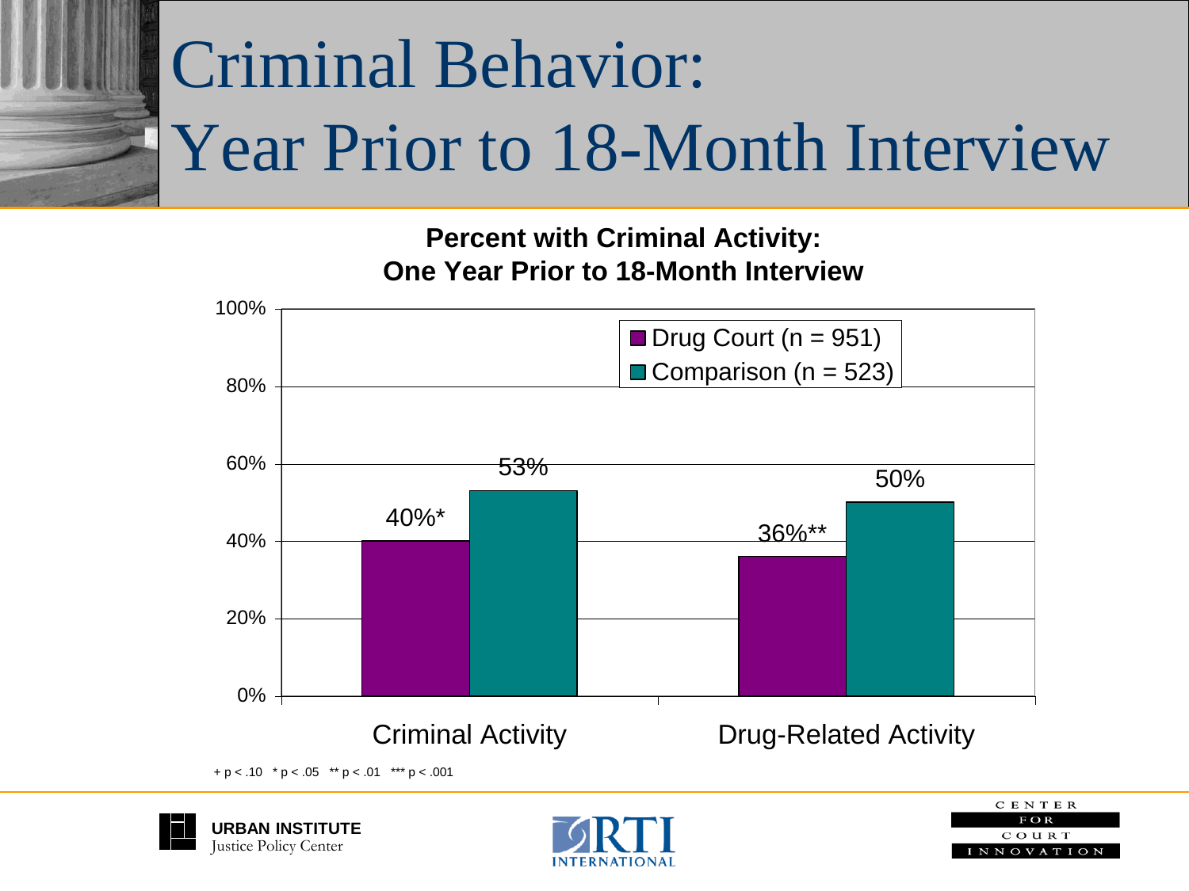# Criminal Behavior: Year Prior to 18-Month Interview

**Percent with Criminal Activity: One Year Prior to 18-Month Interview**

| | Drug Court (n = 951) | Comparison (n = 523) |
|---|---|---|
| Criminal Activity | 40%* | 53% |
| Drug-Related Activity | 36%** | 50% |

+ $p < .10$ * $p < .05$ ** $p < .01$ *** $p < .001$

URBAN INSTITUTE Justice Policy Center

RTI INTERNATIONAL

CENTER FOR COURT INNOVATION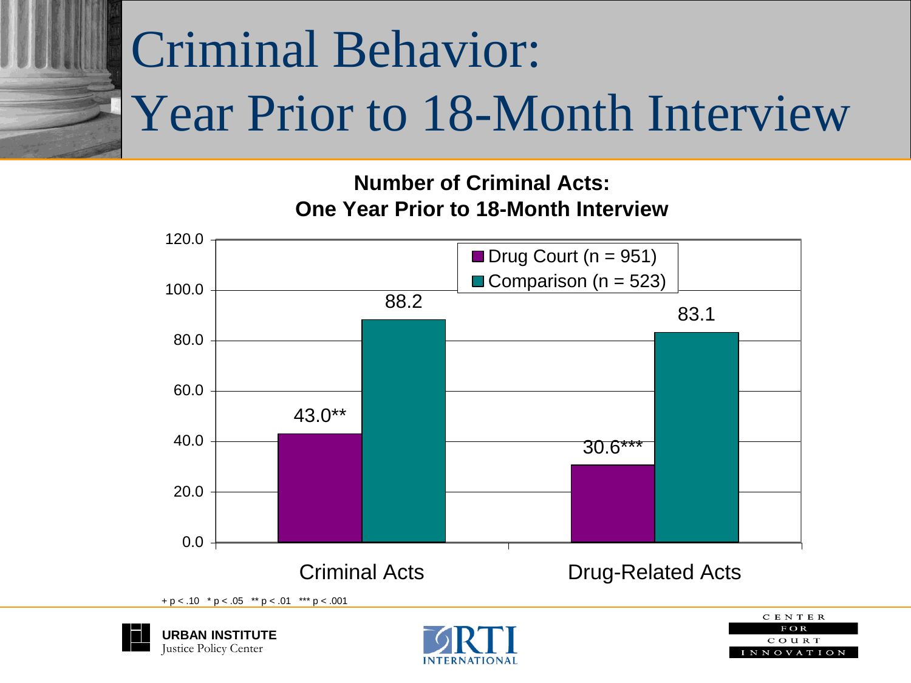# Criminal Behavior: Year Prior to 18-Month Interview

**Number of Criminal Acts: One Year Prior to 18-Month Interview**

| | Drug Court (n = 951) | Comparison (n = 523) |
|---|---|---|
| Criminal Acts | 43.0** | 88.2 |
| Drug-Related Acts | 30.6*** | 83.1 |

+ p < .10 * p < .05 ** p < .01 *** p < .001

URBAN INSTITUTE Justice Policy Center

RTI INTERNATIONAL

CENTER FOR COURT INNOVATION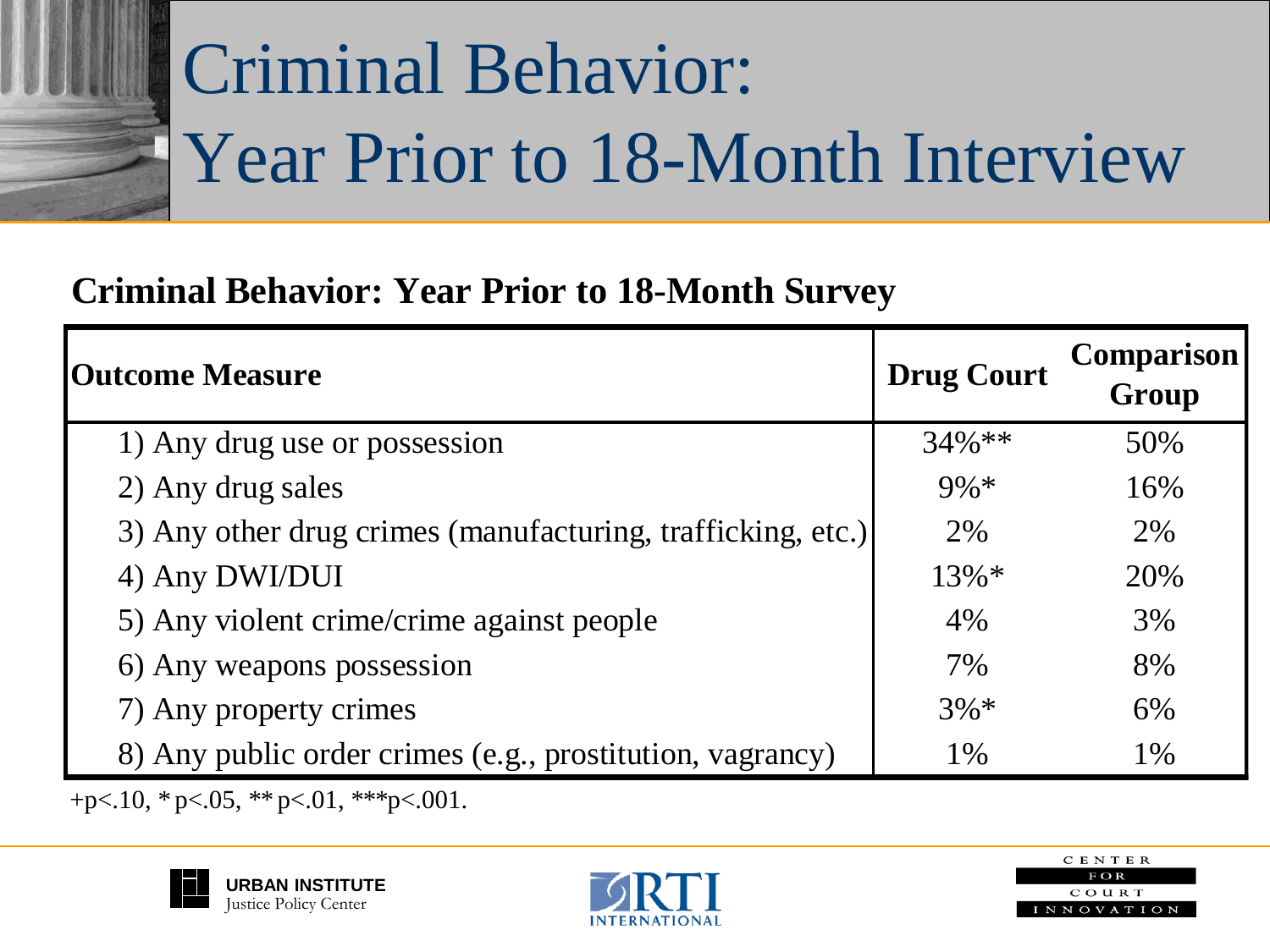# Criminal Behavior: Year Prior to 18-Month Interview

**Criminal Behavior: Year Prior to 18-Month Survey**

| Outcome Measure | Drug Court | Comparison Group |
|---|---|---|
| 1) Any drug use or possession | 34%** | 50% |
| 2) Any drug sales | 9%* | 16% |
| 3) Any other drug crimes (manufacturing, trafficking, etc.) | 2% | 2% |
| 4) Any DWI/DUI | 13%* | 20% |
| 5) Any violent crime/crime against people | 4% | 3% |
| 6) Any weapons possession | 7% | 8% |
| 7) Any property crimes | 3%* | 6% |
| 8) Any public order crimes (e.g., prostitution, vagrancy) | 1% | 1% |

+p<.10, * p<.05, ** p<.01, ***p<.001.

URBAN INSTITUTE Justice Policy Center | RTI INTERNATIONAL | CENTER FOR COURT INNOVATION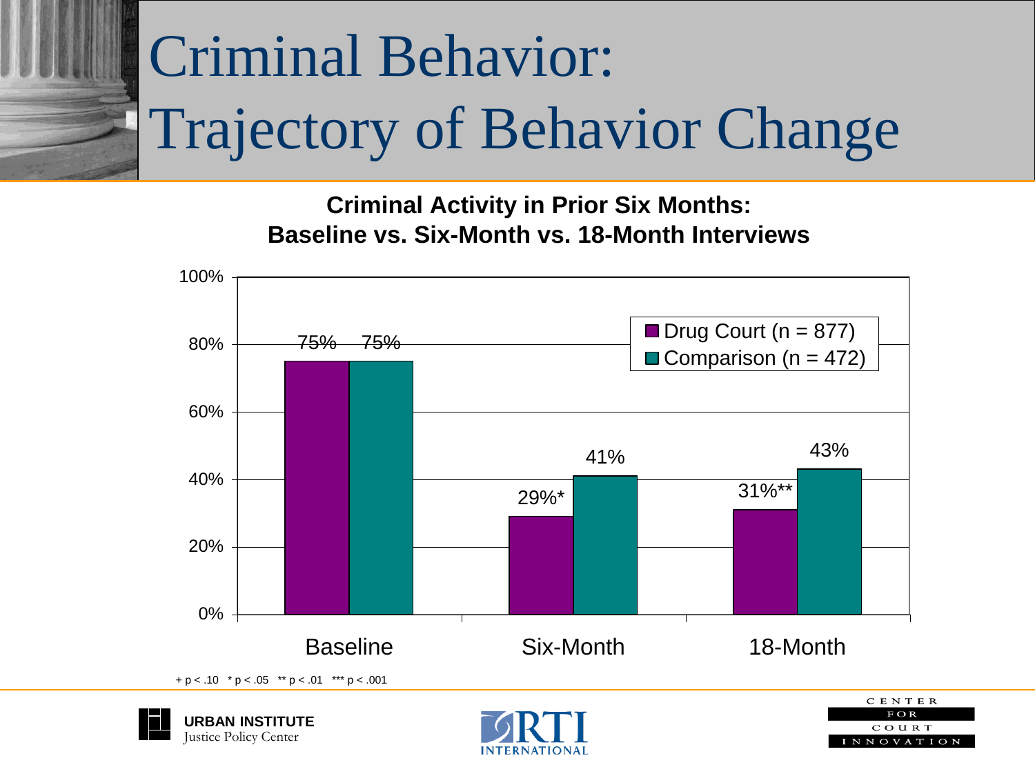# Criminal Behavior: Trajectory of Behavior Change

**Criminal Activity in Prior Six Months: Baseline vs. Six-Month vs. 18-Month Interviews**

| | Drug Court (n = 877) | Comparison (n = 472) |
|---|---|---|
| Baseline | 75% | 75% |
| Six-Month | 29%* | 41% |
| 18-Month | 31%** | 43% |

+ $p < .10$ * $p < .05$ ** $p < .01$ *** $p < .001$

URBAN INSTITUTE Justice Policy Center

RTI INTERNATIONAL

CENTER FOR COURT INNOVATION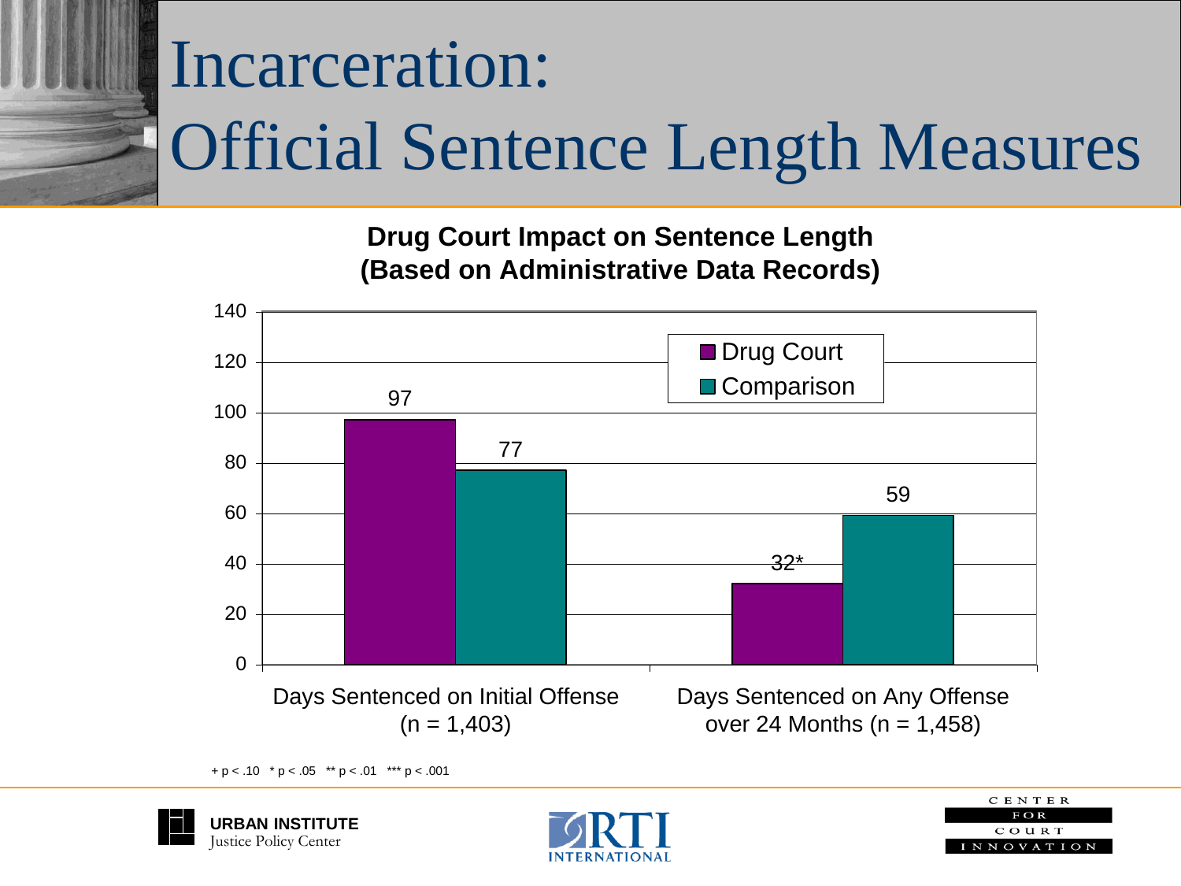# Incarceration: Official Sentence Length Measures

**Drug Court Impact on Sentence Length (Based on Administrative Data Records)**

| | Drug Court | Comparison |
|---|---|---|
| Days Sentenced on Initial Offense (n = 1,403) | 97 | 77 |
| Days Sentenced on Any Offense over 24 Months (n = 1,458) | 32* | 59 |

+ p < .10 * p < .05 ** p < .01 *** p < .001

URBAN INSTITUTE Justice Policy Center

RTI INTERNATIONAL

CENTER FOR COURT INNOVATION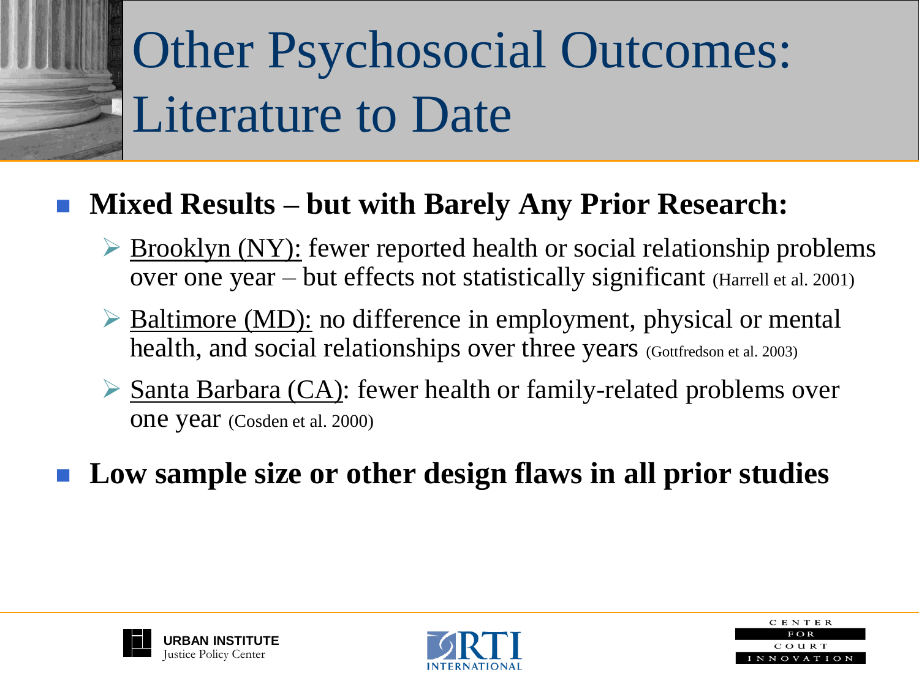# Other Psychosocial Outcomes: Literature to Date

- **Mixed Results – but with Barely Any Prior Research:**
  - Brooklyn (NY): fewer reported health or social relationship problems over one year – but effects not statistically significant (Harrell et al. 2001)
  - Baltimore (MD): no difference in employment, physical or mental health, and social relationships over three years (Gottfredson et al. 2003)
  - Santa Barbara (CA): fewer health or family-related problems over one year (Cosden et al. 2000)
- **Low sample size or other design flaws in all prior studies**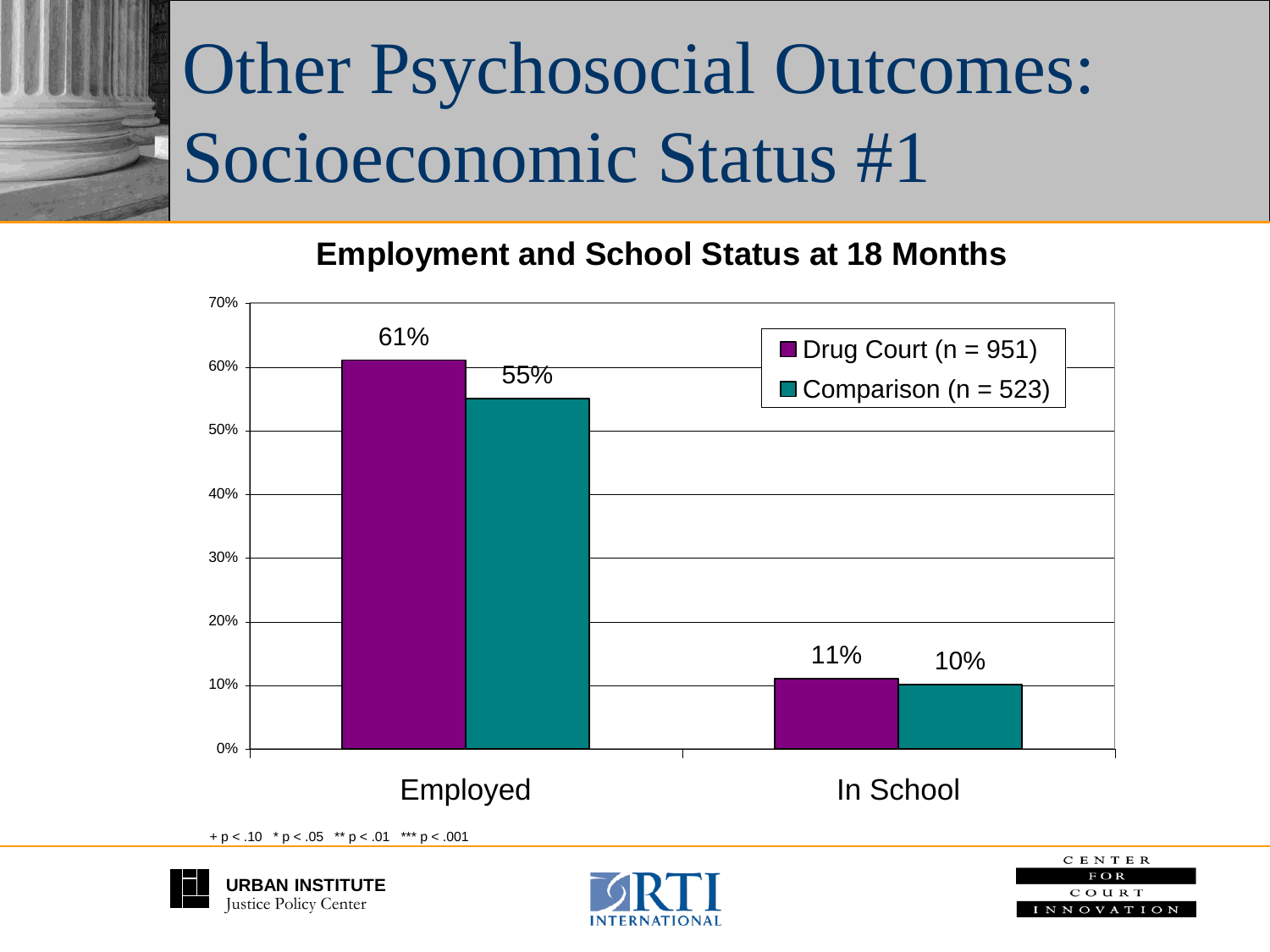# Other Psychosocial Outcomes: Socioeconomic Status #1

## Employment and School Status at 18 Months

| | Drug Court (n = 951) | Comparison (n = 523) |
|---|---|---|
| Employed | 61% | 55% |
| In School | 11% | 10% |

+ p < .10 * p < .05 ** p < .01 *** p < .001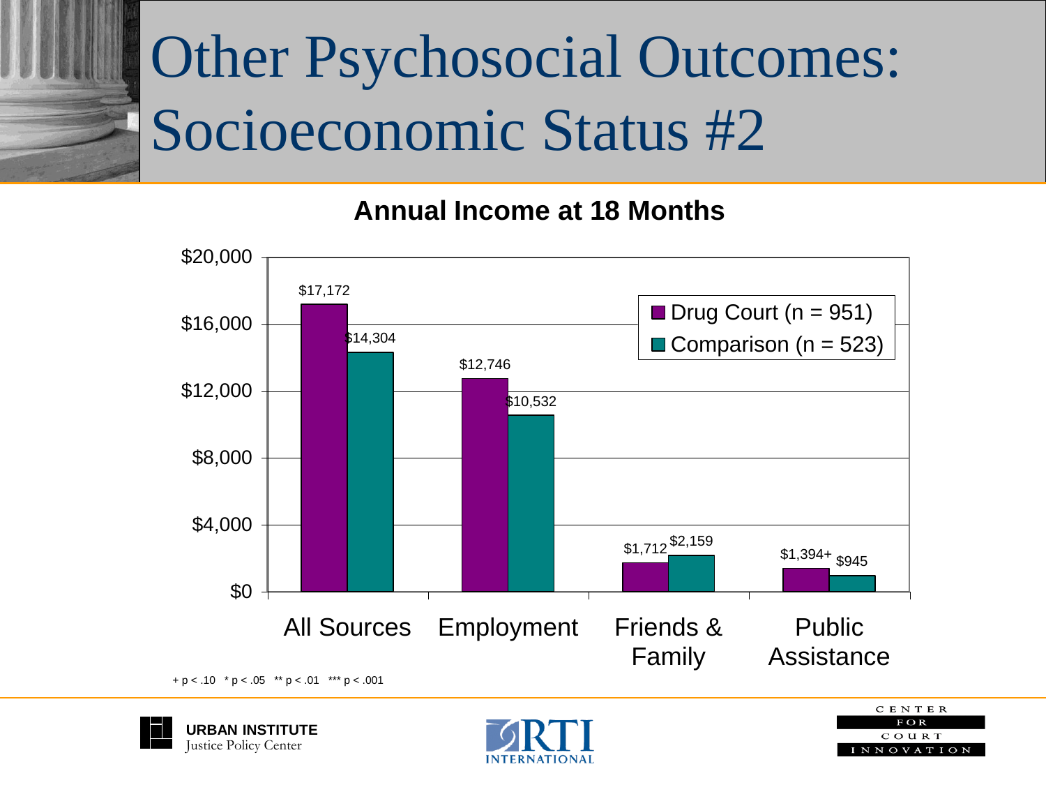# Other Psychosocial Outcomes: Socioeconomic Status #2

## Annual Income at 18 Months

| | Drug Court (n = 951) | Comparison (n = 523) |
| --- | --- | --- |
| All Sources | $17,172 | $14,304 |
| Employment | $12,746 | $10,532 |
| Friends & Family | $1,712 | $2,159 |
| Public Assistance | $1,394+ | $945 |

\+ $p < .10$ &nbsp; * $p < .05$ &nbsp; ** $p < .01$ &nbsp; *** $p < .001$

URBAN INSTITUTE Justice Policy Center

RTI INTERNATIONAL

CENTER FOR COURT INNOVATION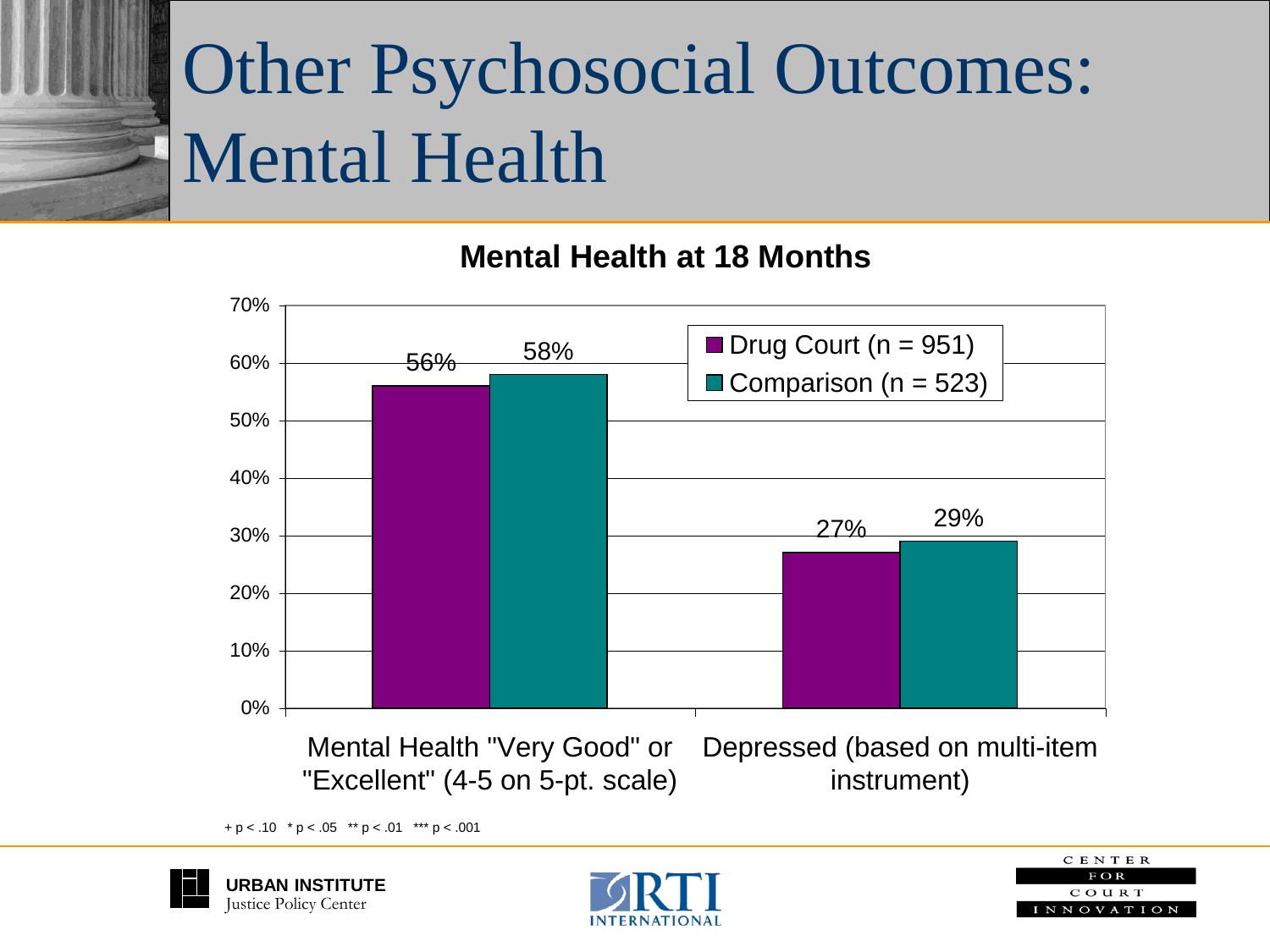# Other Psychosocial Outcomes: Mental Health

**Mental Health at 18 Months**

| | Drug Court (n = 951) | Comparison (n = 523) |
|---|---|---|
| Mental Health "Very Good" or "Excellent" (4-5 on 5-pt. scale) | 56% | 58% |
| Depressed (based on multi-item instrument) | 27% | 29% |

+ $p < .10$ * $p < .05$ ** $p < .01$ *** $p < .001$

URBAN INSTITUTE
Justice Policy Center

RTI INTERNATIONAL

CENTER FOR COURT INNOVATION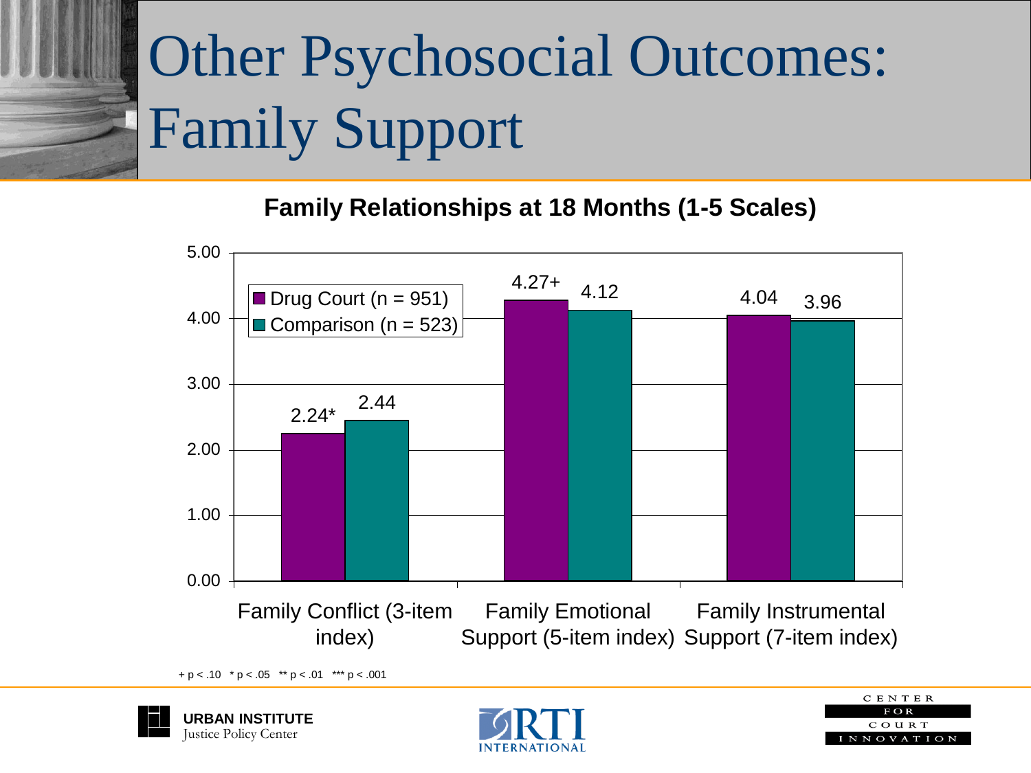# Other Psychosocial Outcomes: Family Support

**Family Relationships at 18 Months (1-5 Scales)**

| | Drug Court (n = 951) | Comparison (n = 523) |
|---|---|---|
| Family Conflict (3-item index) | 2.24* | 2.44 |
| Family Emotional Support (5-item index) | 4.27+ | 4.12 |
| Family Instrumental Support (7-item index) | 4.04 | 3.96 |

+ p < .10 * p < .05 ** p < .01 *** p < .001

URBAN INSTITUTE Justice Policy Center

RTI INTERNATIONAL

CENTER FOR COURT INNOVATION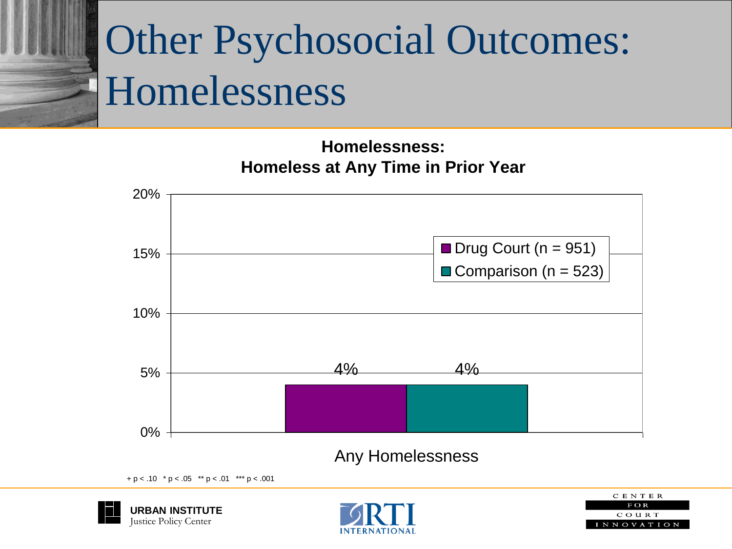# Other Psychosocial Outcomes: Homelessness

**Homelessness:**
**Homeless at Any Time in Prior Year**

| | Drug Court (n = 951) | Comparison (n = 523) |
|---|---|---|
| Any Homelessness | 4% | 4% |

+ $p < .10$ * $p < .05$ ** $p < .01$ *** $p < .001$

URBAN INSTITUTE Justice Policy Center

RTI INTERNATIONAL

CENTER FOR COURT INNOVATION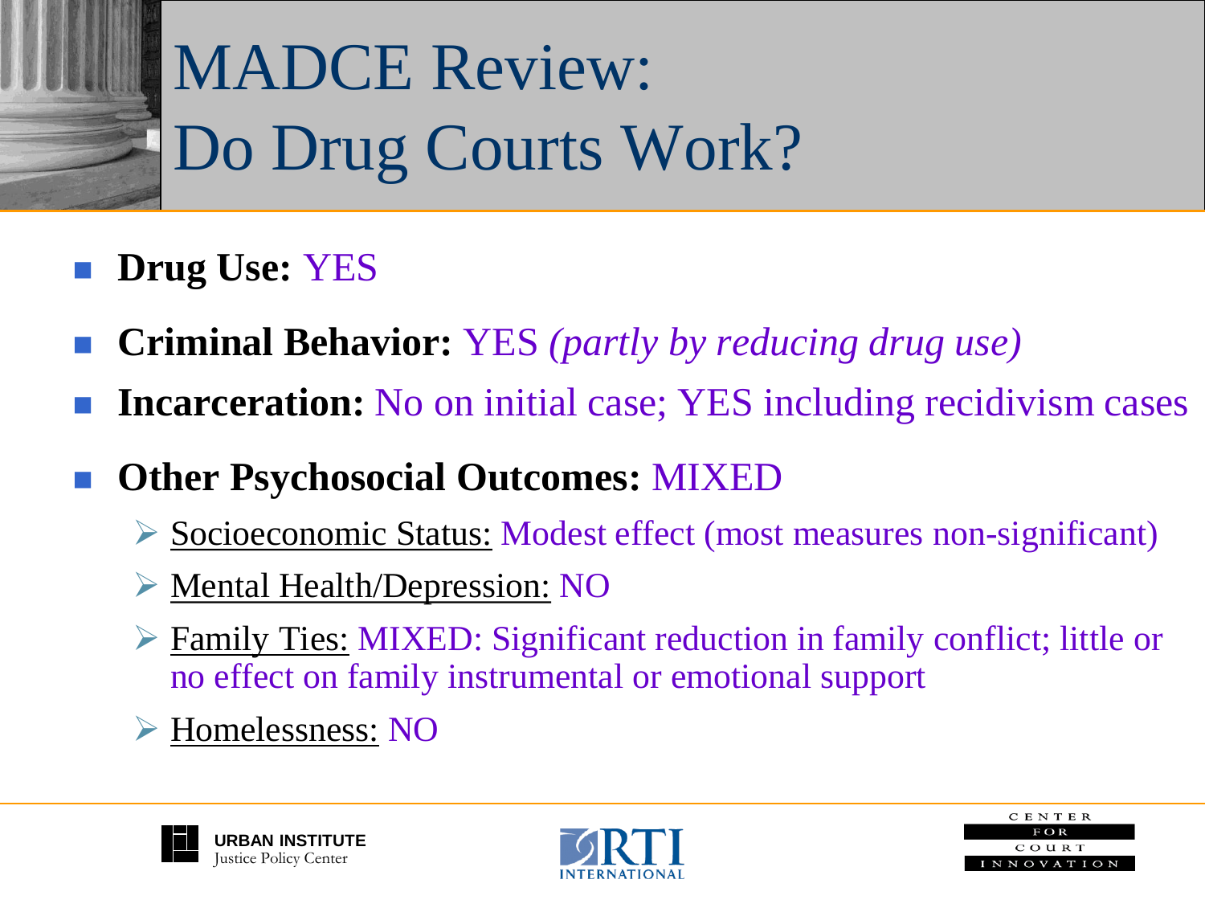# MADCE Review: Do Drug Courts Work?

- **Drug Use:** YES
- **Criminal Behavior:** YES *(partly by reducing drug use)*
- **Incarceration:** No on initial case; YES including recidivism cases
- **Other Psychosocial Outcomes:** MIXED
  - Socioeconomic Status: Modest effect (most measures non-significant)
  - Mental Health/Depression: NO
  - Family Ties: MIXED: Significant reduction in family conflict; little or no effect on family instrumental or emotional support
  - Homelessness: NO

URBAN INSTITUTE Justice Policy Center

RTI INTERNATIONAL

CENTER FOR COURT INNOVATION